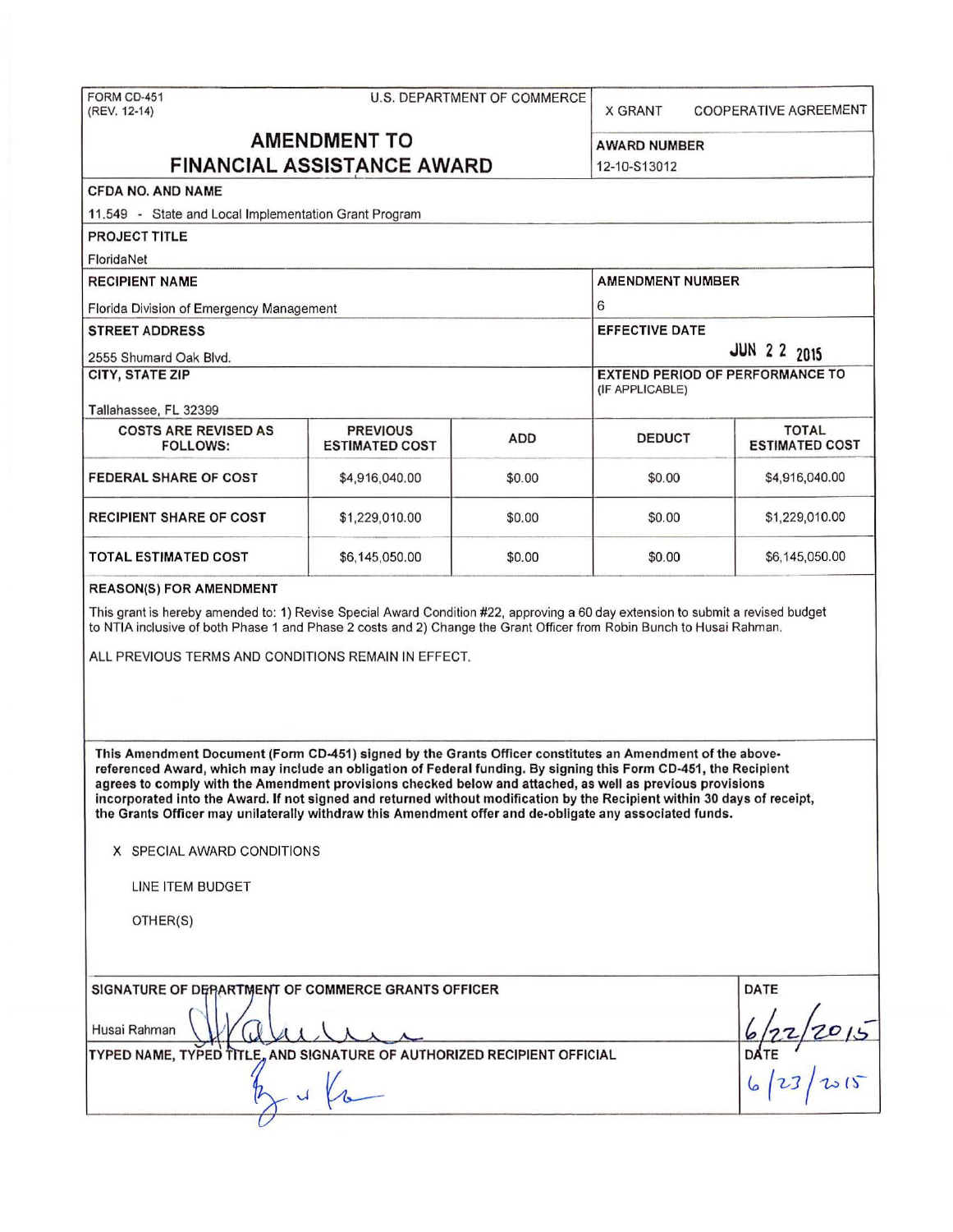FORM CD-451
(REV. 12-14)

U.S. DEPARTMENT OF COMMERCE

X GRANT    COOPERATIVE AGREEMENT

# AMENDMENT TO FINANCIAL ASSISTANCE AWARD

**AWARD NUMBER**
12-10-S13012

**CFDA NO. AND NAME**
11.549 - State and Local Implementation Grant Program

**PROJECT TITLE**
FloridaNet

**RECIPIENT NAME**
Florida Division of Emergency Management

**AMENDMENT NUMBER**
6

**STREET ADDRESS**
2555 Shumard Oak Blvd.

**EFFECTIVE DATE**
JUN 22 2015

**CITY, STATE ZIP**
Tallahassee, FL 32399

**EXTEND PERIOD OF PERFORMANCE TO** (IF APPLICABLE)

| COSTS ARE REVISED AS FOLLOWS: | PREVIOUS ESTIMATED COST | ADD | DEDUCT | TOTAL ESTIMATED COST |
|---|---|---|---|---|
| FEDERAL SHARE OF COST | $4,916,040.00 | $0.00 | $0.00 | $4,916,040.00 |
| RECIPIENT SHARE OF COST | $1,229,010.00 | $0.00 | $0.00 | $1,229,010.00 |
| TOTAL ESTIMATED COST | $6,145,050.00 | $0.00 | $0.00 | $6,145,050.00 |

**REASON(S) FOR AMENDMENT**

This grant is hereby amended to: 1) Revise Special Award Condition #22, approving a 60 day extension to submit a revised budget to NTIA inclusive of both Phase 1 and Phase 2 costs and 2) Change the Grant Officer from Robin Bunch to Husai Rahman.

ALL PREVIOUS TERMS AND CONDITIONS REMAIN IN EFFECT.

**This Amendment Document (Form CD-451) signed by the Grants Officer constitutes an Amendment of the above-referenced Award, which may include an obligation of Federal funding. By signing this Form CD-451, the Recipient agrees to comply with the Amendment provisions checked below and attached, as well as previous provisions incorporated into the Award. If not signed and returned without modification by the Recipient within 30 days of receipt, the Grants Officer may unilaterally withdraw this Amendment offer and de-obligate any associated funds.**

X SPECIAL AWARD CONDITIONS

LINE ITEM BUDGET

OTHER(S)

**SIGNATURE OF DEPARTMENT OF COMMERCE GRANTS OFFICER**
Husai Rahman

**DATE**
6/22/2015

**TYPED NAME, TYPED TITLE, AND SIGNATURE OF AUTHORIZED RECIPIENT OFFICIAL**

**DATE**
6/23/2015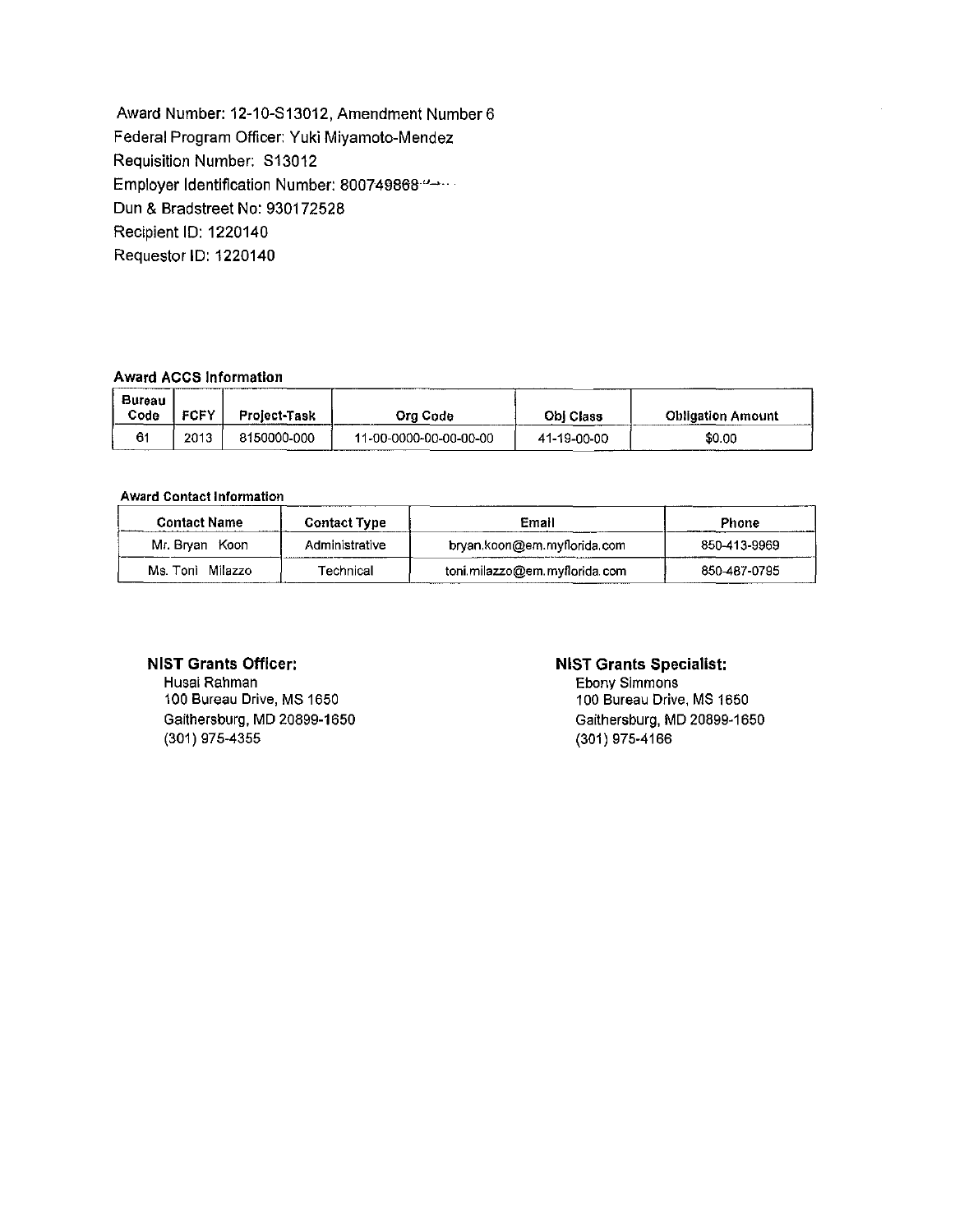Award Number: 12-10-S13012, Amendment Number 6
Federal Program Officer: Yuki Miyamoto-Mendez
Requisition Number: S13012
Employer Identification Number: 800749868
Dun & Bradstreet No: 930172528
Recipient ID: 1220140
Requestor ID: 1220140

**Award ACCS Information**

| Bureau Code | FCFY | Project-Task | Org Code | Obj Class | Obligation Amount |
|---|---|---|---|---|---|
| 61 | 2013 | 8150000-000 | 11-00-0000-00-00-00-00 | 41-19-00-00 | $0.00 |

**Award Contact Information**

| Contact Name | Contact Type | Email | Phone |
|---|---|---|---|
| Mr. Bryan Koon | Administrative | bryan.koon@em.myflorida.com | 850-413-9969 |
| Ms. Toni Milazzo | Technical | toni.milazzo@em.myflorida.com | 850-487-0795 |

**NIST Grants Officer:**
Husai Rahman
100 Bureau Drive, MS 1650
Gaithersburg, MD 20899-1650
(301) 975-4355

**NIST Grants Specialist:**
Ebony Simmons
100 Bureau Drive, MS 1650
Gaithersburg, MD 20899-1650
(301) 975-4166